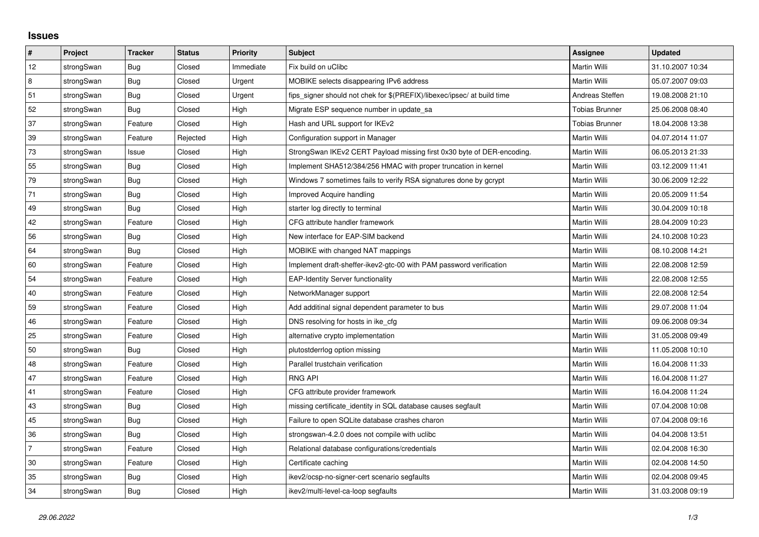# Issues

| # | Project | Tracker | Status | Priority | Subject | Assignee | Updated |
|---|---|---|---|---|---|---|---|
| 12 | strongSwan | Bug | Closed | Immediate | Fix build on uClibc | Martin Willi | 31.10.2007 10:34 |
| 8 | strongSwan | Bug | Closed | Urgent | MOBIKE selects disappearing IPv6 address | Martin Willi | 05.07.2007 09:03 |
| 51 | strongSwan | Bug | Closed | Urgent | fips_signer should not chek for $(PREFIX)/libexec/ipsec/ at build time | Andreas Steffen | 19.08.2008 21:10 |
| 52 | strongSwan | Bug | Closed | High | Migrate ESP sequence number in update_sa | Tobias Brunner | 25.06.2008 08:40 |
| 37 | strongSwan | Feature | Closed | High | Hash and URL support for IKEv2 | Tobias Brunner | 18.04.2008 13:38 |
| 39 | strongSwan | Feature | Rejected | High | Configuration support in Manager | Martin Willi | 04.07.2014 11:07 |
| 73 | strongSwan | Issue | Closed | High | StrongSwan IKEv2 CERT Payload missing first 0x30 byte of DER-encoding. | Martin Willi | 06.05.2013 21:33 |
| 55 | strongSwan | Bug | Closed | High | Implement SHA512/384/256 HMAC with proper truncation in kernel | Martin Willi | 03.12.2009 11:41 |
| 79 | strongSwan | Bug | Closed | High | Windows 7 sometimes fails to verify RSA signatures done by gcrypt | Martin Willi | 30.06.2009 12:22 |
| 71 | strongSwan | Bug | Closed | High | Improved Acquire handling | Martin Willi | 20.05.2009 11:54 |
| 49 | strongSwan | Bug | Closed | High | starter log directly to terminal | Martin Willi | 30.04.2009 10:18 |
| 42 | strongSwan | Feature | Closed | High | CFG attribute handler framework | Martin Willi | 28.04.2009 10:23 |
| 56 | strongSwan | Bug | Closed | High | New interface for EAP-SIM backend | Martin Willi | 24.10.2008 10:23 |
| 64 | strongSwan | Bug | Closed | High | MOBIKE with changed NAT mappings | Martin Willi | 08.10.2008 14:21 |
| 60 | strongSwan | Feature | Closed | High | Implement draft-sheffer-ikev2-gtc-00 with PAM password verification | Martin Willi | 22.08.2008 12:59 |
| 54 | strongSwan | Feature | Closed | High | EAP-Identity Server functionality | Martin Willi | 22.08.2008 12:55 |
| 40 | strongSwan | Feature | Closed | High | NetworkManager support | Martin Willi | 22.08.2008 12:54 |
| 59 | strongSwan | Feature | Closed | High | Add additinal signal dependent parameter to bus | Martin Willi | 29.07.2008 11:04 |
| 46 | strongSwan | Feature | Closed | High | DNS resolving for hosts in ike_cfg | Martin Willi | 09.06.2008 09:34 |
| 25 | strongSwan | Feature | Closed | High | alternative crypto implementation | Martin Willi | 31.05.2008 09:49 |
| 50 | strongSwan | Bug | Closed | High | plutostderrlog option missing | Martin Willi | 11.05.2008 10:10 |
| 48 | strongSwan | Feature | Closed | High | Parallel trustchain verification | Martin Willi | 16.04.2008 11:33 |
| 47 | strongSwan | Feature | Closed | High | RNG API | Martin Willi | 16.04.2008 11:27 |
| 41 | strongSwan | Feature | Closed | High | CFG attribute provider framework | Martin Willi | 16.04.2008 11:24 |
| 43 | strongSwan | Bug | Closed | High | missing certificate_identity in SQL database causes segfault | Martin Willi | 07.04.2008 10:08 |
| 45 | strongSwan | Bug | Closed | High | Failure to open SQLite database crashes charon | Martin Willi | 07.04.2008 09:16 |
| 36 | strongSwan | Bug | Closed | High | strongswan-4.2.0 does not compile with uclibc | Martin Willi | 04.04.2008 13:51 |
| 7 | strongSwan | Feature | Closed | High | Relational database configurations/credentials | Martin Willi | 02.04.2008 16:30 |
| 30 | strongSwan | Feature | Closed | High | Certificate caching | Martin Willi | 02.04.2008 14:50 |
| 35 | strongSwan | Bug | Closed | High | ikev2/ocsp-no-signer-cert scenario segfaults | Martin Willi | 02.04.2008 09:45 |
| 34 | strongSwan | Bug | Closed | High | ikev2/multi-level-ca-loop segfaults | Martin Willi | 31.03.2008 09:19 |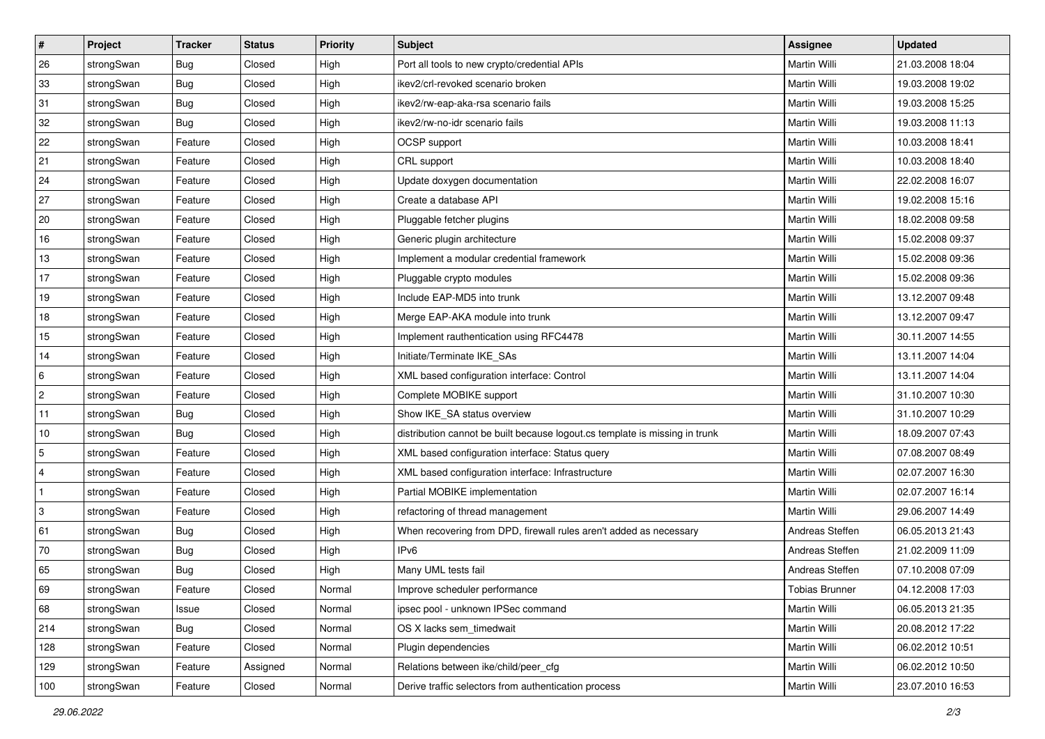| # | Project | Tracker | Status | Priority | Subject | Assignee | Updated |
|---|---|---|---|---|---|---|---|
| 26 | strongSwan | Bug | Closed | High | Port all tools to new crypto/credential APIs | Martin Willi | 21.03.2008 18:04 |
| 33 | strongSwan | Bug | Closed | High | ikev2/crl-revoked scenario broken | Martin Willi | 19.03.2008 19:02 |
| 31 | strongSwan | Bug | Closed | High | ikev2/rw-eap-aka-rsa scenario fails | Martin Willi | 19.03.2008 15:25 |
| 32 | strongSwan | Bug | Closed | High | ikev2/rw-no-idr scenario fails | Martin Willi | 19.03.2008 11:13 |
| 22 | strongSwan | Feature | Closed | High | OCSP support | Martin Willi | 10.03.2008 18:41 |
| 21 | strongSwan | Feature | Closed | High | CRL support | Martin Willi | 10.03.2008 18:40 |
| 24 | strongSwan | Feature | Closed | High | Update doxygen documentation | Martin Willi | 22.02.2008 16:07 |
| 27 | strongSwan | Feature | Closed | High | Create a database API | Martin Willi | 19.02.2008 15:16 |
| 20 | strongSwan | Feature | Closed | High | Pluggable fetcher plugins | Martin Willi | 18.02.2008 09:58 |
| 16 | strongSwan | Feature | Closed | High | Generic plugin architecture | Martin Willi | 15.02.2008 09:37 |
| 13 | strongSwan | Feature | Closed | High | Implement a modular credential framework | Martin Willi | 15.02.2008 09:36 |
| 17 | strongSwan | Feature | Closed | High | Pluggable crypto modules | Martin Willi | 15.02.2008 09:36 |
| 19 | strongSwan | Feature | Closed | High | Include EAP-MD5 into trunk | Martin Willi | 13.12.2007 09:48 |
| 18 | strongSwan | Feature | Closed | High | Merge EAP-AKA module into trunk | Martin Willi | 13.12.2007 09:47 |
| 15 | strongSwan | Feature | Closed | High | Implement rauthentication using RFC4478 | Martin Willi | 30.11.2007 14:55 |
| 14 | strongSwan | Feature | Closed | High | Initiate/Terminate IKE_SAs | Martin Willi | 13.11.2007 14:04 |
| 6 | strongSwan | Feature | Closed | High | XML based configuration interface: Control | Martin Willi | 13.11.2007 14:04 |
| 2 | strongSwan | Feature | Closed | High | Complete MOBIKE support | Martin Willi | 31.10.2007 10:30 |
| 11 | strongSwan | Bug | Closed | High | Show IKE_SA status overview | Martin Willi | 31.10.2007 10:29 |
| 10 | strongSwan | Bug | Closed | High | distribution cannot be built because logout.cs template is missing in trunk | Martin Willi | 18.09.2007 07:43 |
| 5 | strongSwan | Feature | Closed | High | XML based configuration interface: Status query | Martin Willi | 07.08.2007 08:49 |
| 4 | strongSwan | Feature | Closed | High | XML based configuration interface: Infrastructure | Martin Willi | 02.07.2007 16:30 |
| 1 | strongSwan | Feature | Closed | High | Partial MOBIKE implementation | Martin Willi | 02.07.2007 16:14 |
| 3 | strongSwan | Feature | Closed | High | refactoring of thread management | Martin Willi | 29.06.2007 14:49 |
| 61 | strongSwan | Bug | Closed | High | When recovering from DPD, firewall rules aren't added as necessary | Andreas Steffen | 06.05.2013 21:43 |
| 70 | strongSwan | Bug | Closed | High | IPv6 | Andreas Steffen | 21.02.2009 11:09 |
| 65 | strongSwan | Bug | Closed | High | Many UML tests fail | Andreas Steffen | 07.10.2008 07:09 |
| 69 | strongSwan | Feature | Closed | Normal | Improve scheduler performance | Tobias Brunner | 04.12.2008 17:03 |
| 68 | strongSwan | Issue | Closed | Normal | ipsec pool - unknown IPSec command | Martin Willi | 06.05.2013 21:35 |
| 214 | strongSwan | Bug | Closed | Normal | OS X lacks sem_timedwait | Martin Willi | 20.08.2012 17:22 |
| 128 | strongSwan | Feature | Closed | Normal | Plugin dependencies | Martin Willi | 06.02.2012 10:51 |
| 129 | strongSwan | Feature | Assigned | Normal | Relations between ike/child/peer_cfg | Martin Willi | 06.02.2012 10:50 |
| 100 | strongSwan | Feature | Closed | Normal | Derive traffic selectors from authentication process | Martin Willi | 23.07.2010 16:53 |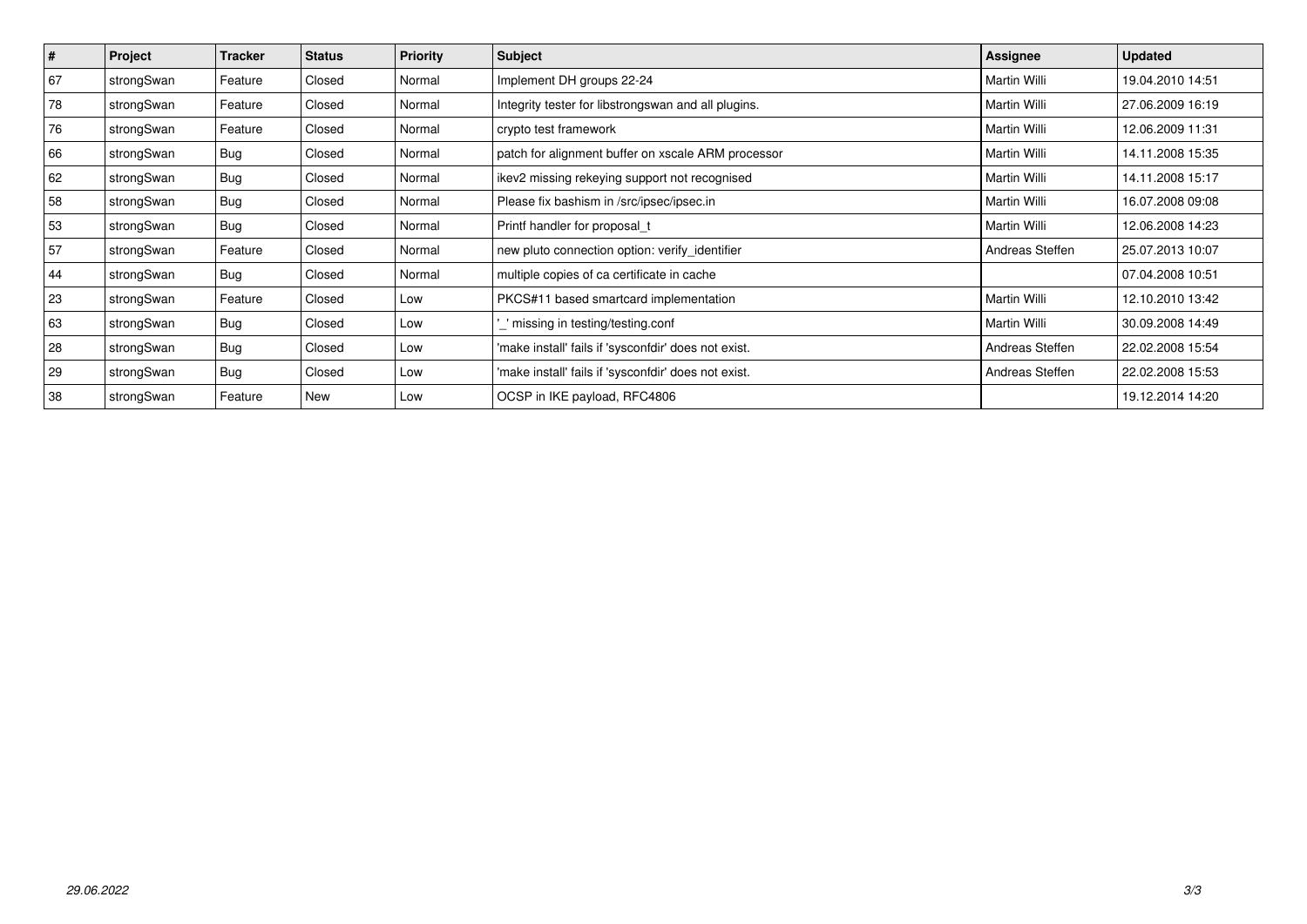| # | Project | Tracker | Status | Priority | Subject | Assignee | Updated |
|---|---|---|---|---|---|---|---|
| 67 | strongSwan | Feature | Closed | Normal | Implement DH groups 22-24 | Martin Willi | 19.04.2010 14:51 |
| 78 | strongSwan | Feature | Closed | Normal | Integrity tester for libstrongswan and all plugins. | Martin Willi | 27.06.2009 16:19 |
| 76 | strongSwan | Feature | Closed | Normal | crypto test framework | Martin Willi | 12.06.2009 11:31 |
| 66 | strongSwan | Bug | Closed | Normal | patch for alignment buffer on xscale ARM processor | Martin Willi | 14.11.2008 15:35 |
| 62 | strongSwan | Bug | Closed | Normal | ikev2 missing rekeying support not recognised | Martin Willi | 14.11.2008 15:17 |
| 58 | strongSwan | Bug | Closed | Normal | Please fix bashism in /src/ipsec/ipsec.in | Martin Willi | 16.07.2008 09:08 |
| 53 | strongSwan | Bug | Closed | Normal | Printf handler for proposal_t | Martin Willi | 12.06.2008 14:23 |
| 57 | strongSwan | Feature | Closed | Normal | new pluto connection option: verify_identifier | Andreas Steffen | 25.07.2013 10:07 |
| 44 | strongSwan | Bug | Closed | Normal | multiple copies of ca certificate in cache | | 07.04.2008 10:51 |
| 23 | strongSwan | Feature | Closed | Low | PKCS#11 based smartcard implementation | Martin Willi | 12.10.2010 13:42 |
| 63 | strongSwan | Bug | Closed | Low | '_' missing in testing/testing.conf | Martin Willi | 30.09.2008 14:49 |
| 28 | strongSwan | Bug | Closed | Low | 'make install' fails if 'sysconfdir' does not exist. | Andreas Steffen | 22.02.2008 15:54 |
| 29 | strongSwan | Bug | Closed | Low | 'make install' fails if 'sysconfdir' does not exist. | Andreas Steffen | 22.02.2008 15:53 |
| 38 | strongSwan | Feature | New | Low | OCSP in IKE payload, RFC4806 | | 19.12.2014 14:20 |